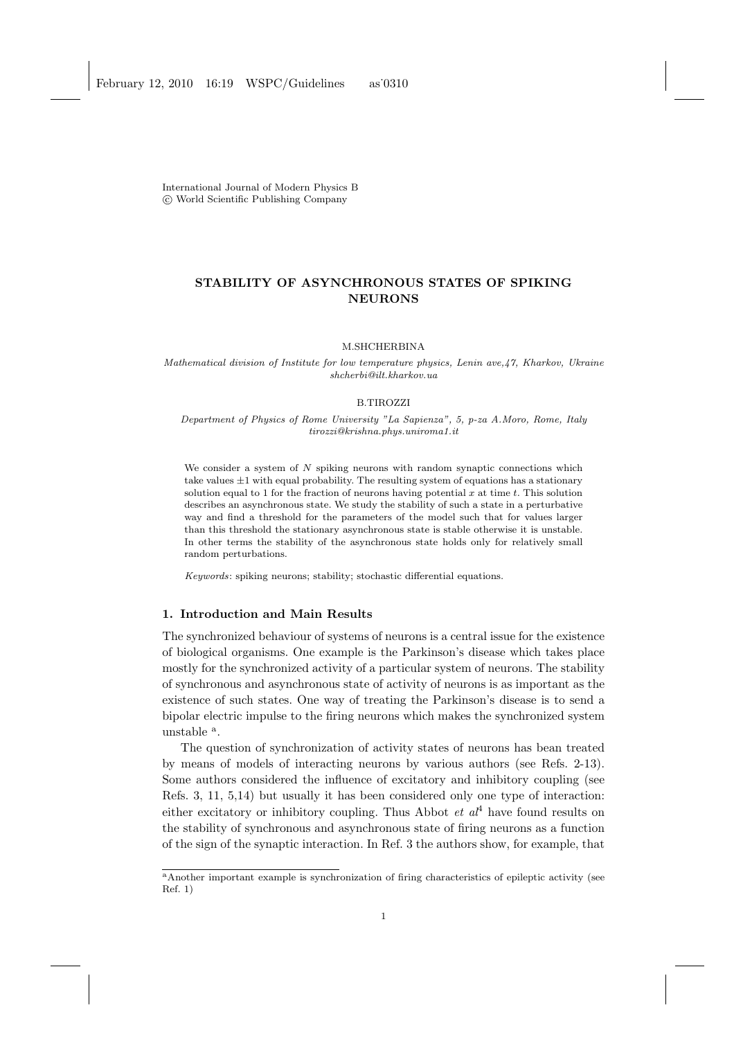International Journal of Modern Physics B
© World Scientific Publishing Company

# STABILITY OF ASYNCHRONOUS STATES OF SPIKING NEURONS

M.SHCHERBINA

*Mathematical division of Institute for low temperature physics, Lenin ave,47, Kharkov, Ukraine*
*shcherbi@ilt.kharkov.ua*

B.TIROZZI

*Department of Physics of Rome University "La Sapienza", 5, p-za A.Moro, Rome, Italy*
*tirozzi@krishna.phys.uniroma1.it*

We consider a system of $N$ spiking neurons with random synaptic connections which take values $\pm 1$ with equal probability. The resulting system of equations has a stationary solution equal to 1 for the fraction of neurons having potential $x$ at time $t$. This solution describes an asynchronous state. We study the stability of such a state in a perturbative way and find a threshold for the parameters of the model such that for values larger than this threshold the stationary asynchronous state is stable otherwise it is unstable. In other terms the stability of the asynchronous state holds only for relatively small random perturbations.

*Keywords*: spiking neurons; stability; stochastic differential equations.

## 1. Introduction and Main Results

The synchronized behaviour of systems of neurons is a central issue for the existence of biological organisms. One example is the Parkinson's disease which takes place mostly for the synchronized activity of a particular system of neurons. The stability of synchronous and asynchronous state of activity of neurons is as important as the existence of such states. One way of treating the Parkinson's disease is to send a bipolar electric impulse to the firing neurons which makes the synchronized system unstable [a].

The question of synchronization of activity states of neurons has bean treated by means of models of interacting neurons by various authors (see Refs. 2-13). Some authors considered the influence of excitatory and inhibitory coupling (see Refs. 3, 11, 5,14) but usually it has been considered only one type of interaction: either excitatory or inhibitory coupling. Thus Abbot *et al*[4] have found results on the stability of synchronous and asynchronous state of firing neurons as a function of the sign of the synaptic interaction. In Ref. 3 the authors show, for example, that

[a] Another important example is synchronization of firing characteristics of epileptic activity (see Ref. 1)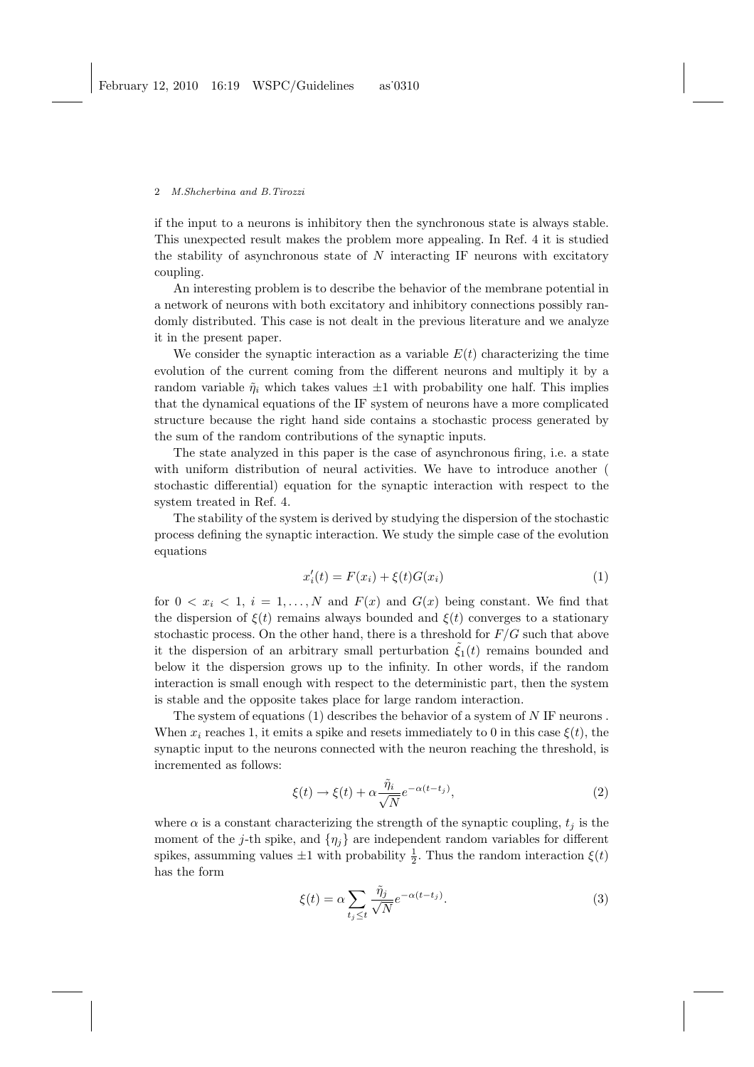if the input to a neurons is inhibitory then the synchronous state is always stable. This unexpected result makes the problem more appealing. In Ref. 4 it is studied the stability of asynchronous state of $N$ interacting IF neurons with excitatory coupling.

An interesting problem is to describe the behavior of the membrane potential in a network of neurons with both excitatory and inhibitory connections possibly randomly distributed. This case is not dealt in the previous literature and we analyze it in the present paper.

We consider the synaptic interaction as a variable $E(t)$ characterizing the time evolution of the current coming from the different neurons and multiply it by a random variable $\tilde{\eta}_i$ which takes values $\pm 1$ with probability one half. This implies that the dynamical equations of the IF system of neurons have a more complicated structure because the right hand side contains a stochastic process generated by the sum of the random contributions of the synaptic inputs.

The state analyzed in this paper is the case of asynchronous firing, i.e. a state with uniform distribution of neural activities. We have to introduce another ( stochastic differential) equation for the synaptic interaction with respect to the system treated in Ref. 4.

The stability of the system is derived by studying the dispersion of the stochastic process defining the synaptic interaction. We study the simple case of the evolution equations

$$x_i'(t) = F(x_i) + \xi(t)G(x_i) \tag{1}$$

for $0 < x_i < 1$, $i = 1, \ldots, N$ and $F(x)$ and $G(x)$ being constant. We find that the dispersion of $\xi(t)$ remains always bounded and $\xi(t)$ converges to a stationary stochastic process. On the other hand, there is a threshold for $F/G$ such that above it the dispersion of an arbitrary small perturbation $\tilde{\xi}_1(t)$ remains bounded and below it the dispersion grows up to the infinity. In other words, if the random interaction is small enough with respect to the deterministic part, then the system is stable and the opposite takes place for large random interaction.

The system of equations (1) describes the behavior of a system of $N$ IF neurons . When $x_i$ reaches 1, it emits a spike and resets immediately to 0 in this case $\xi(t)$, the synaptic input to the neurons connected with the neuron reaching the threshold, is incremented as follows:

$$\xi(t) \to \xi(t) + \alpha \frac{\tilde{\eta}_i}{\sqrt{N}} e^{-\alpha(t-t_j)}, \tag{2}$$

where $\alpha$ is a constant characterizing the strength of the synaptic coupling, $t_j$ is the moment of the $j$-th spike, and $\{\eta_j\}$ are independent random variables for different spikes, assuming values $\pm 1$ with probability $\frac{1}{2}$. Thus the random interaction $\xi(t)$ has the form

$$\xi(t) = \alpha \sum_{t_j \le t} \frac{\tilde{\eta}_j}{\sqrt{N}} e^{-\alpha(t-t_j)}. \tag{3}$$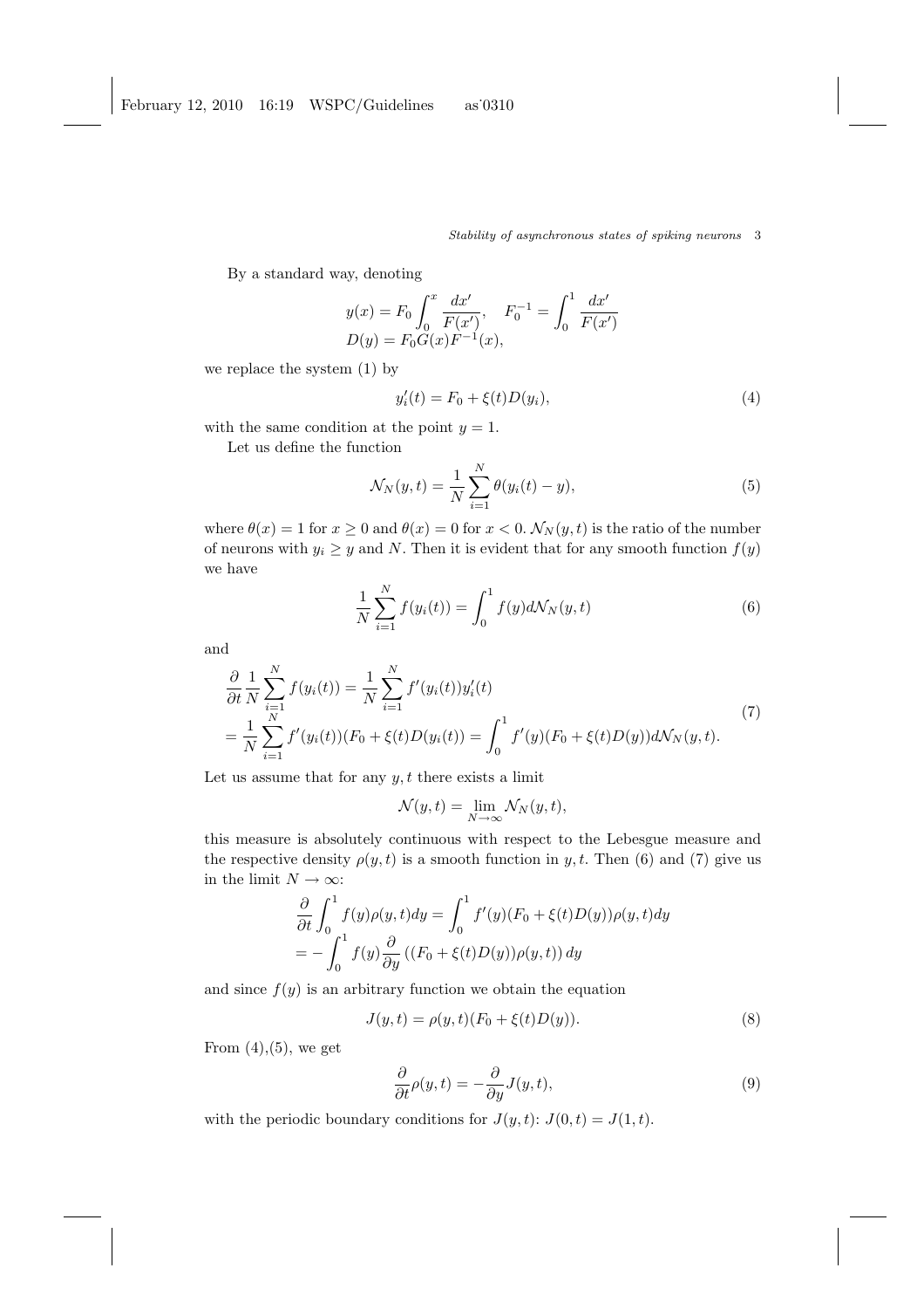By a standard way, denoting

$$y(x) = F_0 \int_0^x \frac{dx'}{F(x')}, \quad F_0^{-1} = \int_0^1 \frac{dx'}{F(x')}$$
$$D(y) = F_0 G(x) F^{-1}(x),$$

we replace the system (1) by

$$y_i'(t) = F_0 + \xi(t) D(y_i), \tag{4}$$

with the same condition at the point $y = 1$.

Let us define the function

$$\mathcal{N}_N(y,t) = \frac{1}{N} \sum_{i=1}^{N} \theta(y_i(t) - y), \tag{5}$$

where $\theta(x) = 1$ for $x \geq 0$ and $\theta(x) = 0$ for $x < 0$. $\mathcal{N}_N(y,t)$ is the ratio of the number of neurons with $y_i \geq y$ and $N$. Then it is evident that for any smooth function $f(y)$ we have

$$\frac{1}{N} \sum_{i=1}^{N} f(y_i(t)) = \int_0^1 f(y) d\mathcal{N}_N(y,t) \tag{6}$$

and

$$\begin{aligned} &\frac{\partial}{\partial t} \frac{1}{N} \sum_{i=1}^{N} f(y_i(t)) = \frac{1}{N} \sum_{i=1}^{N} f'(y_i(t)) y_i'(t) \\ &= \frac{1}{N} \sum_{i=1}^{N} f'(y_i(t))(F_0 + \xi(t) D(y_i(t))) = \int_0^1 f'(y)(F_0 + \xi(t) D(y)) d\mathcal{N}_N(y,t). \end{aligned} \tag{7}$$

Let us assume that for any $y, t$ there exists a limit

$$\mathcal{N}(y,t) = \lim_{N \to \infty} \mathcal{N}_N(y,t),$$

this measure is absolutely continuous with respect to the Lebesgue measure and the respective density $\rho(y,t)$ is a smooth function in $y, t$. Then (6) and (7) give us in the limit $N \to \infty$:

$$\begin{aligned} &\frac{\partial}{\partial t} \int_0^1 f(y) \rho(y,t) dy = \int_0^1 f'(y)(F_0 + \xi(t) D(y)) \rho(y,t) dy \\ &= -\int_0^1 f(y) \frac{\partial}{\partial y} \left( (F_0 + \xi(t) D(y)) \rho(y,t) \right) dy \end{aligned}$$

and since $f(y)$ is an arbitrary function we obtain the equation

$$J(y,t) = \rho(y,t)(F_0 + \xi(t) D(y)). \tag{8}$$

From (4),(5), we get

$$\frac{\partial}{\partial t} \rho(y,t) = -\frac{\partial}{\partial y} J(y,t), \tag{9}$$

with the periodic boundary conditions for $J(y,t)$: $J(0,t) = J(1,t)$.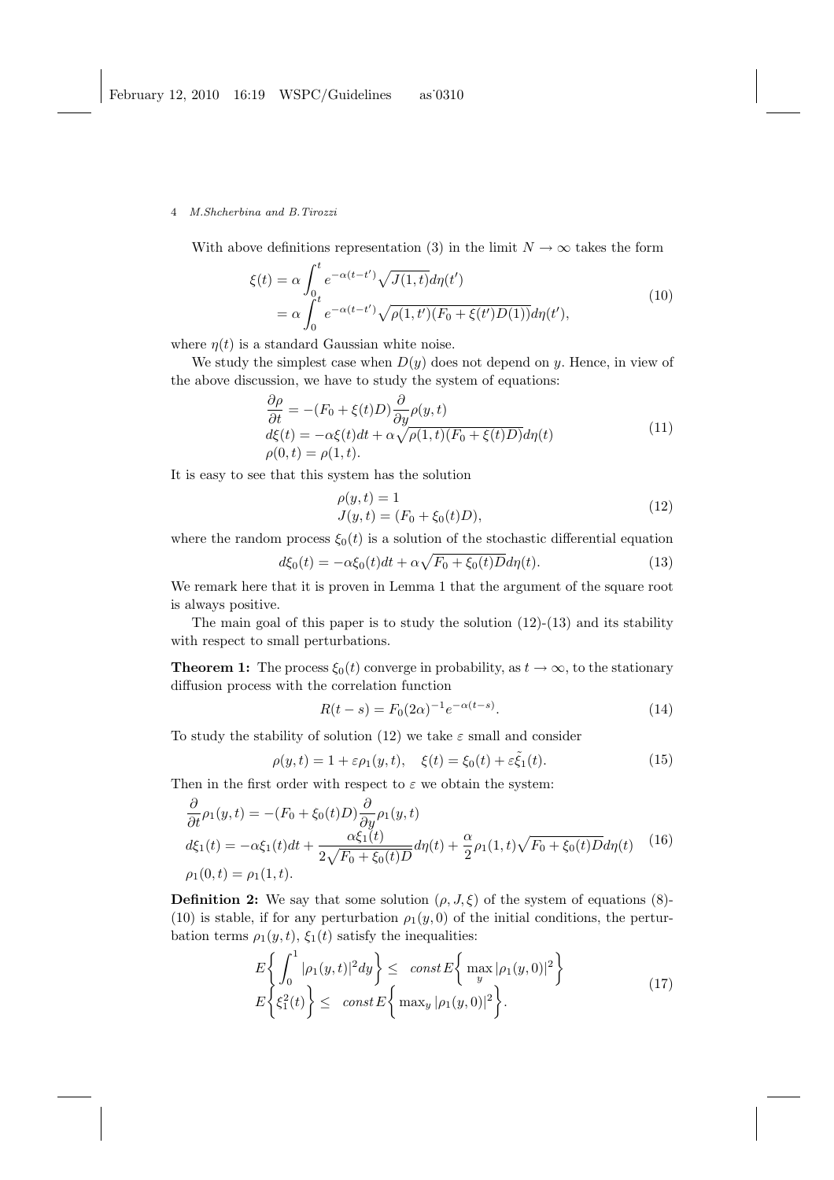With above definitions representation (3) in the limit $N \to \infty$ takes the form

$$
\begin{aligned}
\xi(t) &= \alpha \int_0^t e^{-\alpha(t-t')} \sqrt{J(1,t)} d\eta(t') \\
&= \alpha \int_0^t e^{-\alpha(t-t')} \sqrt{\rho(1,t')(F_0 + \xi(t')D(1))} d\eta(t'),
\end{aligned}
\tag{10}
$$

where $\eta(t)$ is a standard Gaussian white noise.

We study the simplest case when $D(y)$ does not depend on $y$. Hence, in view of the above discussion, we have to study the system of equations:

$$
\begin{aligned}
&\frac{\partial \rho}{\partial t} = -(F_0 + \xi(t)D) \frac{\partial}{\partial y} \rho(y,t) \\
&d\xi(t) = -\alpha \xi(t) dt + \alpha \sqrt{\rho(1,t)(F_0 + \xi(t)D)} d\eta(t) \\
&\rho(0,t) = \rho(1,t).
\end{aligned}
\tag{11}
$$

It is easy to see that this system has the solution

$$
\begin{aligned}
&\rho(y,t) = 1 \\
&J(y,t) = (F_0 + \xi_0(t)D),
\end{aligned}
\tag{12}
$$

where the random process $\xi_0(t)$ is a solution of the stochastic differential equation

$$
d\xi_0(t) = -\alpha \xi_0(t) dt + \alpha \sqrt{F_0 + \xi_0(t)D} d\eta(t). \tag{13}
$$

We remark here that it is proven in Lemma 1 that the argument of the square root is always positive.

The main goal of this paper is to study the solution (12)-(13) and its stability with respect to small perturbations.

**Theorem 1:** The process $\xi_0(t)$ converge in probability, as $t \to \infty$, to the stationary diffusion process with the correlation function

$$
R(t-s) = F_0 (2\alpha)^{-1} e^{-\alpha(t-s)}. \tag{14}
$$

To study the stability of solution (12) we take $\varepsilon$ small and consider

$$
\rho(y,t) = 1 + \varepsilon \rho_1(y,t), \quad \xi(t) = \xi_0(t) + \varepsilon \tilde{\xi_1}(t). \tag{15}
$$

Then in the first order with respect to $\varepsilon$ we obtain the system:

$$
\begin{aligned}
&\frac{\partial}{\partial t} \rho_1(y,t) = -(F_0 + \xi_0(t)D) \frac{\partial}{\partial y} \rho_1(y,t) \\
&d\xi_1(t) = -\alpha \xi_1(t) dt + \frac{\alpha \xi_1(t)}{2\sqrt{F_0 + \xi_0(t)D}} d\eta(t) + \frac{\alpha}{2} \rho_1(1,t) \sqrt{F_0 + \xi_0(t)D} d\eta(t) \\
&\rho_1(0,t) = \rho_1(1,t).
\end{aligned}
\tag{16}
$$

**Definition 2:** We say that some solution $(\rho, J, \xi)$ of the system of equations (8)-(10) is stable, if for any perturbation $\rho_1(y,0)$ of the initial conditions, the perturbation terms $\rho_1(y,t)$, $\xi_1(t)$ satisfy the inequalities:

$$
\begin{aligned}
E\bigg\{ \int_0^1 |\rho_1(y,t)|^2 dy \bigg\} &\leq \ const\, E\bigg\{ \max_y |\rho_1(y,0)|^2 \bigg\} \\
E\bigg\{ \xi_1^2(t) \bigg\} &\leq \ const\, E\bigg\{ \max_y |\rho_1(y,0)|^2 \bigg\}.
\end{aligned}
\tag{17}
$$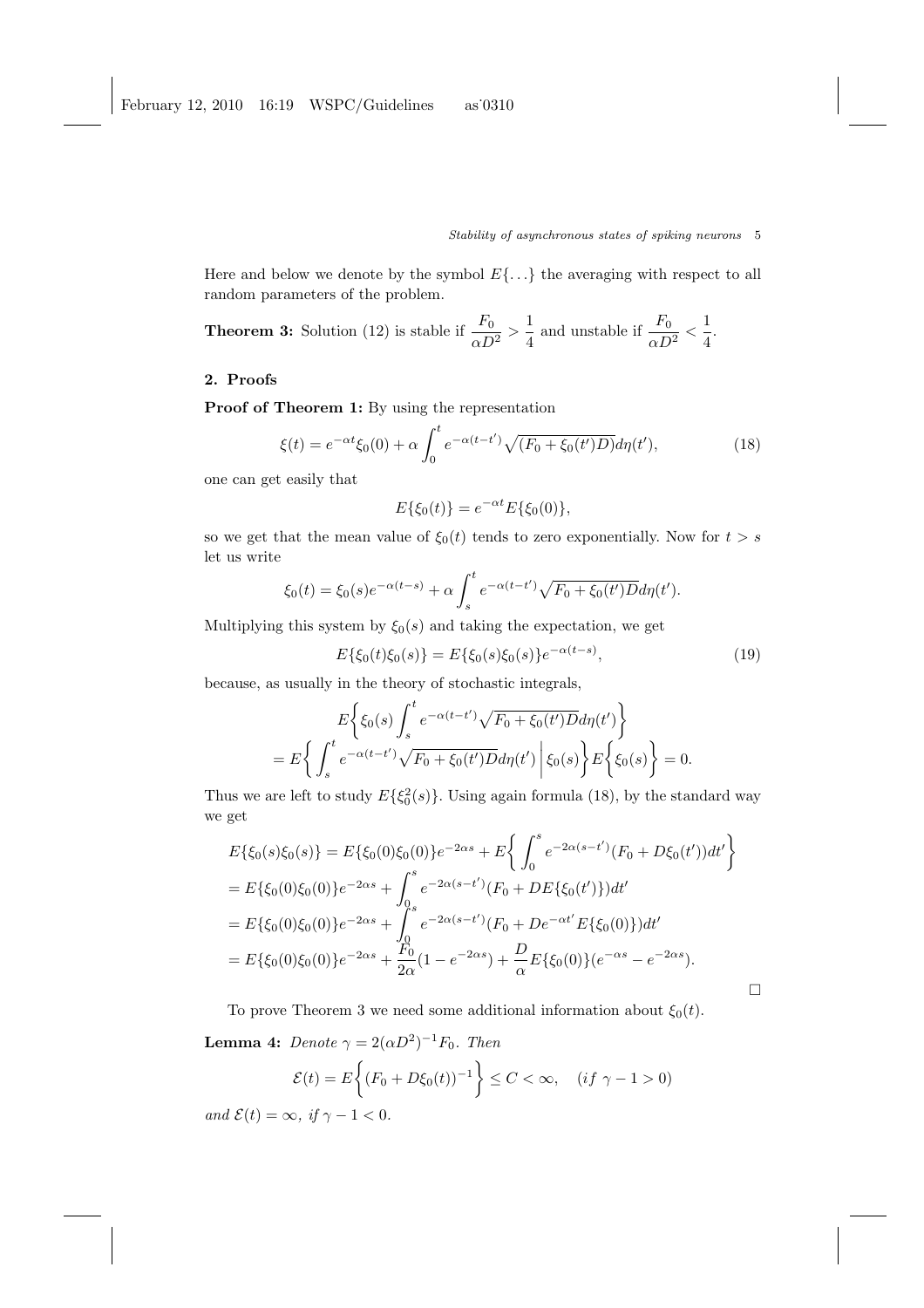Here and below we denote by the symbol $E\{\dots\}$ the averaging with respect to all random parameters of the problem.

**Theorem 3:** Solution (12) is stable if $\dfrac{F_0}{\alpha D^2} > \dfrac{1}{4}$ and unstable if $\dfrac{F_0}{\alpha D^2} < \dfrac{1}{4}$.

## 2. Proofs

**Proof of Theorem 1:** By using the representation

$$\xi(t) = e^{-\alpha t}\xi_0(0) + \alpha \int_0^t e^{-\alpha(t-t')}\sqrt{(F_0 + \xi_0(t')D)}d\eta(t'), \tag{18}$$

one can get easily that

$$E\{\xi_0(t)\} = e^{-\alpha t}E\{\xi_0(0)\},$$

so we get that the mean value of $\xi_0(t)$ tends to zero exponentially. Now for $t > s$ let us write

$$\xi_0(t) = \xi_0(s)e^{-\alpha(t-s)} + \alpha \int_s^t e^{-\alpha(t-t')}\sqrt{F_0 + \xi_0(t')D}d\eta(t').$$

Multiplying this system by $\xi_0(s)$ and taking the expectation, we get

$$E\{\xi_0(t)\xi_0(s)\} = E\{\xi_0(s)\xi_0(s)\}e^{-\alpha(t-s)}, \tag{19}$$

because, as usually in the theory of stochastic integrals,

$$E\bigg\{\xi_0(s)\int_s^t e^{-\alpha(t-t')}\sqrt{F_0 + \xi_0(t')D}d\eta(t')\bigg\}$$
$$= E\bigg\{\int_s^t e^{-\alpha(t-t')}\sqrt{F_0 + \xi_0(t')D}d\eta(t')\bigg|\xi_0(s)\bigg\}E\bigg\{\xi_0(s)\bigg\} = 0.$$

Thus we are left to study $E\{\xi_0^2(s)\}$. Using again formula (18), by the standard way we get

$$\begin{aligned}
E\{\xi_0(s)\xi_0(s)\} &= E\{\xi_0(0)\xi_0(0)\}e^{-2\alpha s} + E\bigg\{\int_0^s e^{-2\alpha(s-t')}(F_0 + D\xi_0(t'))dt'\bigg\} \\
&= E\{\xi_0(0)\xi_0(0)\}e^{-2\alpha s} + \int_0^s e^{-2\alpha(s-t')}(F_0 + DE\{\xi_0(t')\})dt' \\
&= E\{\xi_0(0)\xi_0(0)\}e^{-2\alpha s} + \int_0^s e^{-2\alpha(s-t')}(F_0 + De^{-\alpha t'}E\{\xi_0(0)\})dt' \\
&= E\{\xi_0(0)\xi_0(0)\}e^{-2\alpha s} + \frac{F_0}{2\alpha}(1 - e^{-2\alpha s}) + \frac{D}{\alpha}E\{\xi_0(0)\}(e^{-\alpha s} - e^{-2\alpha s}).
\end{aligned}$$

□

To prove Theorem 3 we need some additional information about $\xi_0(t)$.

**Lemma 4:** *Denote* $\gamma = 2(\alpha D^2)^{-1}F_0$. *Then*

$$\mathcal{E}(t) = E\bigg\{(F_0 + D\xi_0(t))^{-1}\bigg\} \le C < \infty, \quad (if\ \gamma - 1 > 0)$$

*and* $\mathcal{E}(t) = \infty$, *if* $\gamma - 1 < 0$.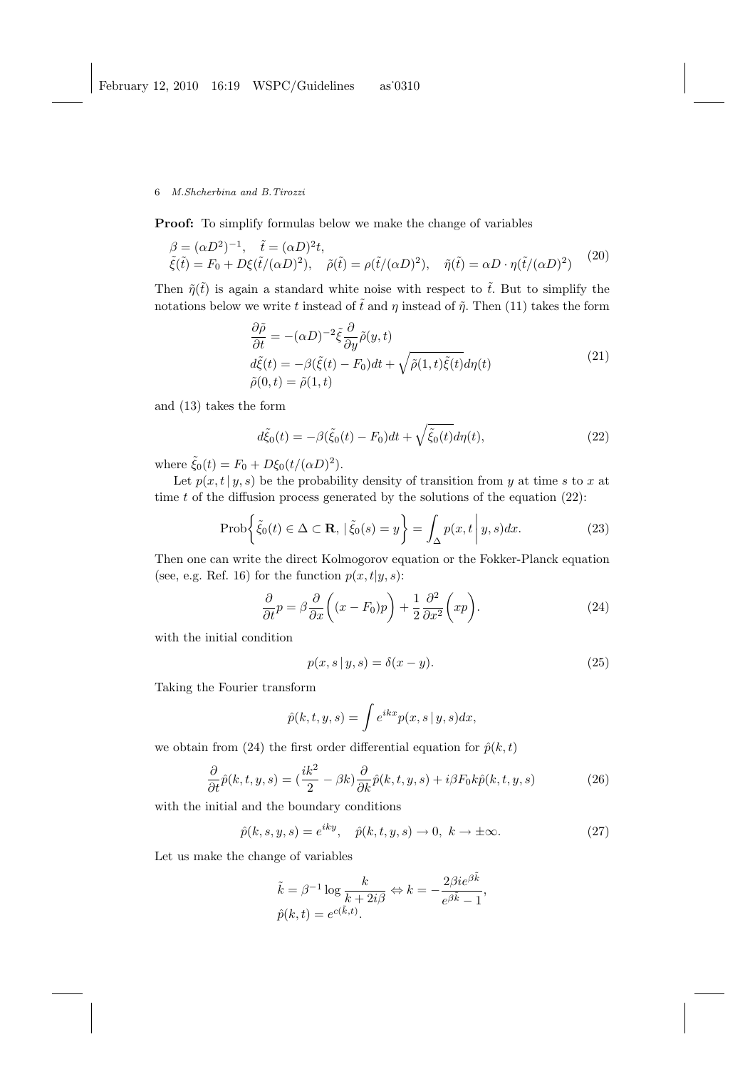**Proof:** To simplify formulas below we make the change of variables

$$
\begin{aligned}
&\beta = (\alpha D^2)^{-1}, \quad \tilde{t} = (\alpha D)^2 t, \\
&\tilde{\xi}(\tilde{t}) = F_0 + D\xi(\tilde{t}/(\alpha D)^2), \quad \tilde{\rho}(\tilde{t}) = \rho(\tilde{t}/(\alpha D)^2), \quad \tilde{\eta}(\tilde{t}) = \alpha D \cdot \eta(\tilde{t}/(\alpha D)^2)
\end{aligned}
\tag{20}
$$

Then $\tilde{\eta}(\tilde{t})$ is again a standard white noise with respect to $\tilde{t}$. But to simplify the notations below we write $t$ instead of $\tilde{t}$ and $\eta$ instead of $\tilde{\eta}$. Then (11) takes the form

$$
\begin{aligned}
&\frac{\partial \tilde{\rho}}{\partial t} = -(\alpha D)^{-2} \tilde{\xi} \frac{\partial}{\partial y} \tilde{\rho}(y,t) \\
&d\tilde{\xi}(t) = -\beta(\tilde{\xi}(t) - F_0)dt + \sqrt{\tilde{\rho}(1,t)\tilde{\xi}(t)}\, d\eta(t) \\
&\tilde{\rho}(0,t) = \tilde{\rho}(1,t)
\end{aligned}
\tag{21}
$$

and (13) takes the form

$$
d\tilde{\xi}_0(t) = -\beta(\tilde{\xi}_0(t) - F_0)dt + \sqrt{\tilde{\xi}_0(t)}\, d\eta(t), \tag{22}
$$

where $\tilde{\xi}_0(t) = F_0 + D\xi_0(t/(\alpha D)^2)$.

Let $p(x, t \,|\, y, s)$ be the probability density of transition from $y$ at time $s$ to $x$ at time $t$ of the diffusion process generated by the solutions of the equation (22):

$$
\mathrm{Prob}\left\{ \tilde{\xi}_0(t) \in \Delta \subset \mathbf{R}, \,|\, \tilde{\xi}_0(s) = y \right\} = \int_\Delta p(x, t \,\Big|\, y, s) dx. \tag{23}
$$

Then one can write the direct Kolmogorov equation or the Fokker-Planck equation (see, e.g. Ref. 16) for the function $p(x, t|y, s)$:

$$
\frac{\partial}{\partial t} p = \beta \frac{\partial}{\partial x}\left( (x - F_0)p \right) + \frac{1}{2} \frac{\partial^2}{\partial x^2}\left( xp \right). \tag{24}
$$

with the initial condition

$$
p(x, s \,|\, y, s) = \delta(x - y). \tag{25}
$$

Taking the Fourier transform

$$
\hat{p}(k, t, y, s) = \int e^{ikx} p(x, s \,|\, y, s) dx,
$$

we obtain from (24) the first order differential equation for $\hat{p}(k, t)$

$$
\frac{\partial}{\partial t} \hat{p}(k, t, y, s) = \left(\frac{ik^2}{2} - \beta k\right) \frac{\partial}{\partial k} \hat{p}(k, t, y, s) + i\beta F_0 k \hat{p}(k, t, y, s) \tag{26}
$$

with the initial and the boundary conditions

$$
\hat{p}(k, s, y, s) = e^{iky}, \quad \hat{p}(k, t, y, s) \to 0, \; k \to \pm\infty. \tag{27}
$$

Let us make the change of variables

$$
\begin{aligned}
&\tilde{k} = \beta^{-1} \log \frac{k}{k + 2i\beta} \Leftrightarrow k = -\frac{2\beta i e^{\beta \tilde{k}}}{e^{\beta \tilde{k}} - 1}, \\
&\hat{p}(k, t) = e^{c(\tilde{k}, t)}.
\end{aligned}
$$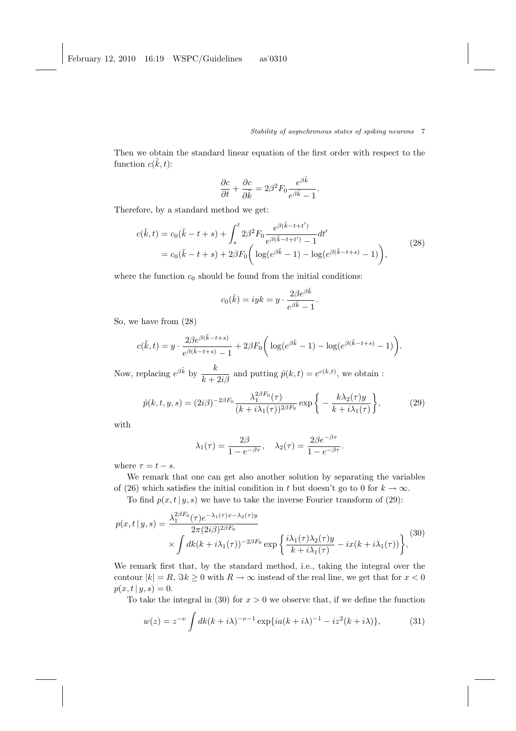Then we obtain the standard linear equation of the first order with respect to the function $c(\tilde{k}, t)$:

$$\frac{\partial c}{\partial t} + \frac{\partial c}{\partial \tilde{k}} = 2\beta^2 F_0 \frac{e^{\beta \tilde{k}}}{e^{\beta \tilde{k}} - 1}.$$

Therefore, by a standard method we get:

$$\begin{aligned} c(\tilde{k}, t) &= c_0(\tilde{k} - t + s) + \int_s^t 2\beta^2 F_0 \frac{e^{\beta(\tilde{k} - t + t')}}{e^{\beta(\tilde{k} - t + t')} - 1} dt' \\ &= c_0(\tilde{k} - t + s) + 2\beta F_0 \bigg( \log(e^{\beta \tilde{k}} - 1) - \log(e^{\beta(\tilde{k} - t + s)} - 1) \bigg), \end{aligned} \tag{28}$$

where the function $c_0$ should be found from the initial conditions:

$$c_0(\tilde{k}) = iyk = y \cdot \frac{2\beta e^{\beta \tilde{k}}}{e^{\beta \tilde{k}} - 1}.$$

So, we have from (28)

$$c(\tilde{k}, t) = y \cdot \frac{2\beta e^{\beta(\tilde{k} - t + s)}}{e^{\beta(\tilde{k} - t + s)} - 1} + 2\beta F_0 \bigg( \log(e^{\beta \tilde{k}} - 1) - \log(e^{\beta(\tilde{k} - t + s)} - 1) \bigg).$$

Now, replacing $e^{\beta \tilde{k}}$ by $\dfrac{k}{k + 2i\beta}$ and putting $\hat{p}(k, t) = e^{c(k,t)}$, we obtain :

$$\hat{p}(k, t, y, s) = (2i\beta)^{-2\beta F_0} \frac{\lambda_1^{2\beta F_0}(\tau)}{(k + i\lambda_1(\tau))^{2\beta F_0}} \exp\bigg\{ -\frac{k\lambda_2(\tau) y}{k + i\lambda_1(\tau)} \bigg\}, \tag{29}$$

with

$$\lambda_1(\tau) = \frac{2\beta}{1 - e^{-\beta\tau}}, \quad \lambda_2(\tau) = \frac{2\beta e^{-\beta\tau}}{1 - e^{-\beta\tau}}.$$

where $\tau = t - s$.

We remark that one can get also another solution by separating the variables of (26) which satisfies the initial condition in $t$ but doesn't go to 0 for $k \to \infty$.

To find $p(x, t \,|\, y, s)$ we have to take the inverse Fourier transform of (29):

$$\begin{aligned} p(x, t \,|\, y, s) = &\frac{\lambda_1^{2\beta F_0}(\tau) e^{-\lambda_1(\tau) x - \lambda_2(\tau) y}}{2\pi (2i\beta)^{2\beta F_0}} \\ &\times \int dk (k + i\lambda_1(\tau))^{-2\beta F_0} \exp\bigg\{ \frac{i\lambda_1(\tau)\lambda_2(\tau) y}{k + i\lambda_1(\tau)} - ix(k + i\lambda_1(\tau)) \bigg\}, \end{aligned} \tag{30}$$

We remark first that, by the standard method, i.e., taking the integral over the contour $|k| = R$, $\Im k \geq 0$ with $R \to \infty$ instead of the real line, we get that for $x < 0$ $p(x, t \,|\, y, s) = 0$.

To take the integral in (30) for $x > 0$ we observe that, if we define the function

$$w(z) = z^{-\nu} \int dk (k + i\lambda)^{-\nu - 1} \exp\{ia(k + i\lambda)^{-1} - iz^2(k + i\lambda)\}, \tag{31}$$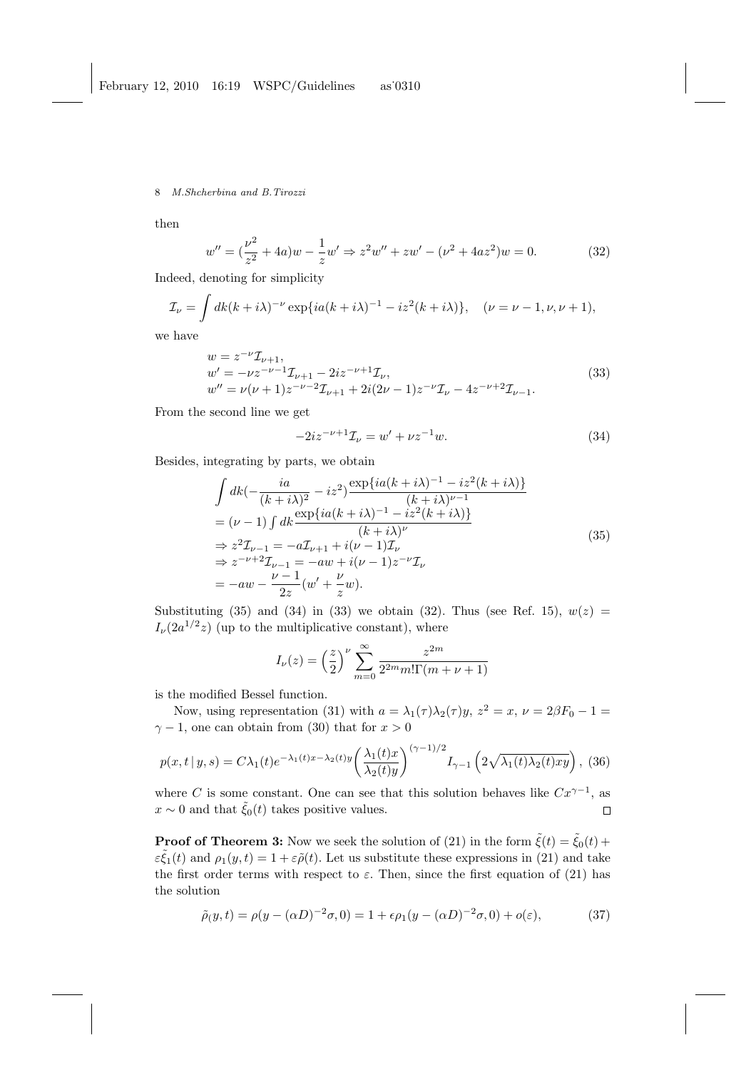then

$$w'' = (\frac{\nu^2}{z^2} + 4a)w - \frac{1}{z}w' \Rightarrow z^2 w'' + zw' - (\nu^2 + 4az^2)w = 0. \tag{32}$$

Indeed, denoting for simplicity

$$\mathcal{I}_\nu = \int dk(k+i\lambda)^{-\nu} \exp\{ia(k+i\lambda)^{-1} - iz^2(k+i\lambda)\}, \quad (\nu = \nu-1, \nu, \nu+1),$$

we have

$$\begin{aligned}
&w = z^{-\nu}\mathcal{I}_{\nu+1}, \\
&w' = -\nu z^{-\nu-1}\mathcal{I}_{\nu+1} - 2iz^{-\nu+1}\mathcal{I}_\nu, \\
&w'' = \nu(\nu+1)z^{-\nu-2}\mathcal{I}_{\nu+1} + 2i(2\nu-1)z^{-\nu}\mathcal{I}_\nu - 4z^{-\nu+2}\mathcal{I}_{\nu-1}.
\end{aligned} \tag{33}$$

From the second line we get

$$-2iz^{-\nu+1}\mathcal{I}_\nu = w' + \nu z^{-1}w. \tag{34}$$

Besides, integrating by parts, we obtain

$$\begin{aligned}
&\int dk\Big(-\frac{ia}{(k+i\lambda)^2} - iz^2\Big)\frac{\exp\{ia(k+i\lambda)^{-1} - iz^2(k+i\lambda)\}}{(k+i\lambda)^{\nu-1}} \\
&= (\nu-1)\int dk \frac{\exp\{ia(k+i\lambda)^{-1} - iz^2(k+i\lambda)\}}{(k+i\lambda)^\nu} \\
&\Rightarrow z^2\mathcal{I}_{\nu-1} = -a\mathcal{I}_{\nu+1} + i(\nu-1)\mathcal{I}_\nu \\
&\Rightarrow z^{-\nu+2}\mathcal{I}_{\nu-1} = -aw + i(\nu-1)z^{-\nu}\mathcal{I}_\nu \\
&= -aw - \frac{\nu-1}{2z}(w' + \frac{\nu}{z}w).
\end{aligned} \tag{35}$$

Substituting (35) and (34) in (33) we obtain (32). Thus (see Ref. 15), $w(z) = I_\nu(2a^{1/2}z)$ (up to the multiplicative constant), where

$$I_\nu(z) = \Big(\frac{z}{2}\Big)^\nu \sum_{m=0}^\infty \frac{z^{2m}}{2^{2m}m!\Gamma(m+\nu+1)}$$

is the modified Bessel function.

Now, using representation (31) with $a = \lambda_1(\tau)\lambda_2(\tau)y$, $z^2 = x$, $\nu = 2\beta F_0 - 1 = \gamma - 1$, one can obtain from (30) that for $x > 0$

$$p(x,t\,|\,y,s) = C\lambda_1(t)e^{-\lambda_1(t)x - \lambda_2(t)y}\bigg(\frac{\lambda_1(t)x}{\lambda_2(t)y}\bigg)^{(\gamma-1)/2} I_{\gamma-1}\Big(2\sqrt{\lambda_1(t)\lambda_2(t)xy}\Big), \tag{36}$$

where $C$ is some constant. One can see that this solution behaves like $Cx^{\gamma-1}$, as $x \sim 0$ and that $\tilde{\xi}_0(t)$ takes positive values. $\square$

**Proof of Theorem 3:** Now we seek the solution of (21) in the form $\tilde{\xi}(t) = \tilde{\xi}_0(t) + \varepsilon\tilde{\xi}_1(t)$ and $\rho_1(y,t) = 1 + \varepsilon\tilde{\rho}(t)$. Let us substitute these expressions in (21) and take the first order terms with respect to $\varepsilon$. Then, since the first equation of (21) has the solution

$$\tilde{\rho}_(y,t) = \rho(y - (\alpha D)^{-2}\sigma, 0) = 1 + \epsilon\rho_1(y - (\alpha D)^{-2}\sigma, 0) + o(\varepsilon), \tag{37}$$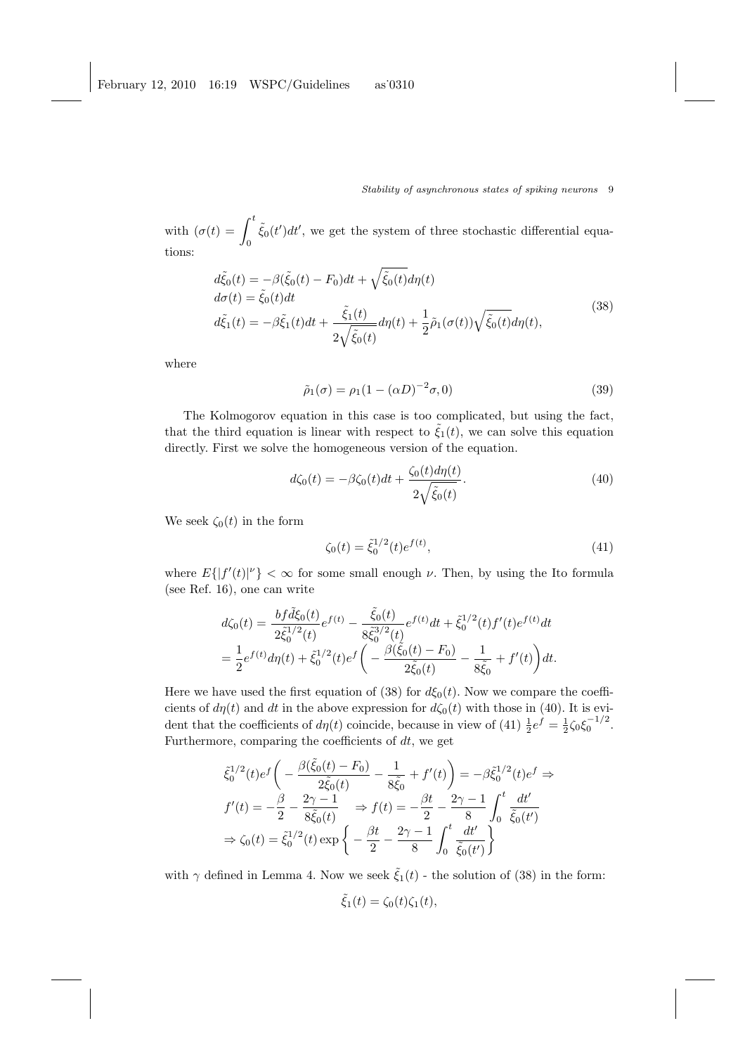with $(\sigma(t) = \int_0^t \tilde{\xi}_0(t')dt'$, we get the system of three stochastic differential equations:

$$
\begin{aligned}
&d\tilde{\xi}_0(t) = -\beta(\tilde{\xi}_0(t) - F_0)dt + \sqrt{\tilde{\xi}_0(t)}d\eta(t) \\
&d\sigma(t) = \tilde{\xi}_0(t)dt \\
&d\tilde{\xi}_1(t) = -\beta\tilde{\xi}_1(t)dt + \frac{\tilde{\xi}_1(t)}{2\sqrt{\tilde{\xi}_0(t)}}d\eta(t) + \frac{1}{2}\tilde{\rho}_1(\sigma(t))\sqrt{\tilde{\xi}_0(t)}d\eta(t),
\end{aligned}
\tag{38}
$$

where

$$
\tilde{\rho}_1(\sigma) = \rho_1(1 - (\alpha D)^{-2}\sigma, 0) \tag{39}
$$

The Kolmogorov equation in this case is too complicated, but using the fact, that the third equation is linear with respect to $\tilde{\xi}_1(t)$, we can solve this equation directly. First we solve the homogeneous version of the equation.

$$
d\zeta_0(t) = -\beta\zeta_0(t)dt + \frac{\zeta_0(t)d\eta(t)}{2\sqrt{\tilde{\xi}_0(t)}}. \tag{40}
$$

We seek $\zeta_0(t)$ in the form

$$
\zeta_0(t) = \tilde{\xi}_0^{1/2}(t)e^{f(t)}, \tag{41}
$$

where $E\{|f'(t)|^\nu\} < \infty$ for some small enough $\nu$. Then, by using the Ito formula (see Ref. 16), one can write

$$
\begin{aligned}
d\zeta_0(t) &= \frac{bfd\tilde{\xi}_0(t)}{2\tilde{\xi}_0^{1/2}(t)}e^{f(t)} - \frac{\tilde{\xi}_0(t)}{8\tilde{\xi}_0^{3/2}(t)}e^{f(t)}dt + \tilde{\xi}_0^{1/2}(t)f'(t)e^{f(t)}dt \\
&= \frac{1}{2}e^{f(t)}d\eta(t) + \tilde{\xi}_0^{1/2}(t)e^{f}\bigg( -\frac{\beta(\tilde{\xi}_0(t) - F_0)}{2\tilde{\xi}_0(t)} - \frac{1}{8\tilde{\xi}_0} + f'(t)\bigg)dt.
\end{aligned}
$$

Here we have used the first equation of (38) for $d\xi_0(t)$. Now we compare the coefficients of $d\eta(t)$ and $dt$ in the above expression for $d\zeta_0(t)$ with those in (40). It is evident that the coefficients of $d\eta(t)$ coincide, because in view of (41) $\frac{1}{2}e^f = \frac{1}{2}\zeta_0\xi_0^{-1/2}$. Furthermore, comparing the coefficients of $dt$, we get

$$
\begin{aligned}
&\tilde{\xi}_0^{1/2}(t)e^f\bigg( -\frac{\beta(\tilde{\xi}_0(t) - F_0)}{2\tilde{\xi}_0(t)} - \frac{1}{8\tilde{\xi}_0} + f'(t)\bigg) = -\beta\tilde{\xi}_0^{1/2}(t)e^f \Rightarrow \\
&f'(t) = -\frac{\beta}{2} - \frac{2\gamma - 1}{8\tilde{\xi}_0(t)} \quad \Rightarrow f(t) = -\frac{\beta t}{2} - \frac{2\gamma - 1}{8}\int_0^t \frac{dt'}{\tilde{\xi}_0(t')} \\
&\Rightarrow \zeta_0(t) = \tilde{\xi}_0^{1/2}(t)\exp\bigg\{ -\frac{\beta t}{2} - \frac{2\gamma - 1}{8}\int_0^t \frac{dt'}{\tilde{\xi}_0(t')}\bigg\}
\end{aligned}
$$

with $\gamma$ defined in Lemma 4. Now we seek $\tilde{\xi}_1(t)$ - the solution of (38) in the form:

$$
\tilde{\xi}_1(t) = \zeta_0(t)\zeta_1(t),
$$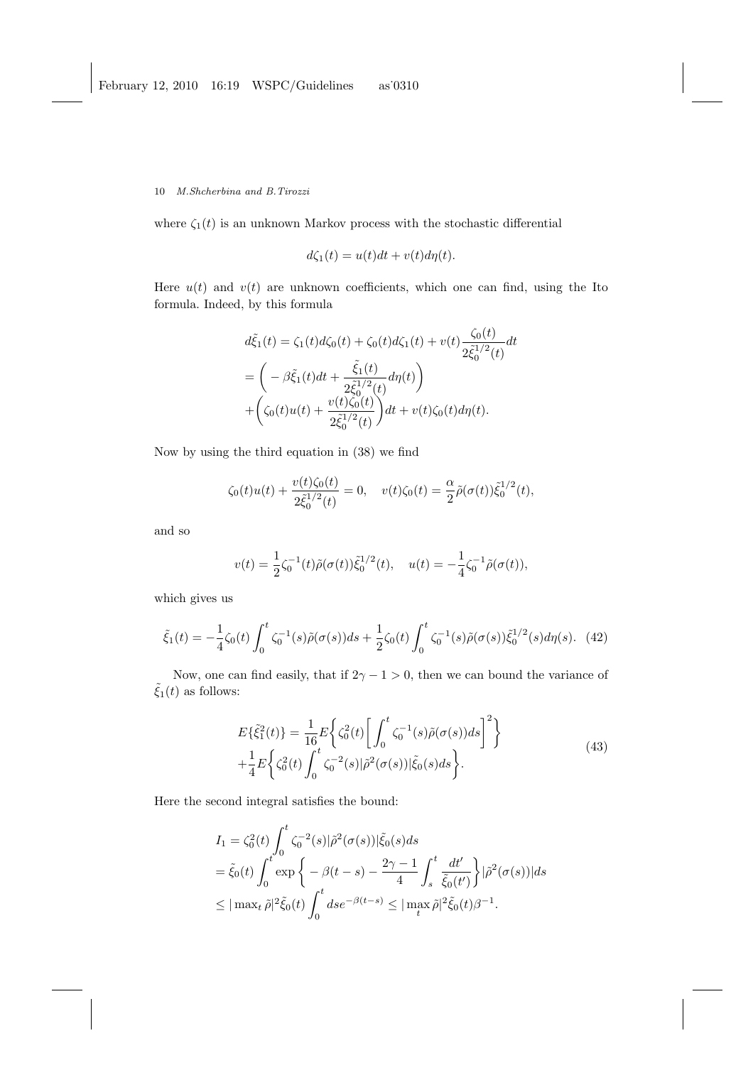where $\zeta_1(t)$ is an unknown Markov process with the stochastic differential

$$d\zeta_1(t) = u(t)dt + v(t)d\eta(t).$$

Here $u(t)$ and $v(t)$ are unknown coefficients, which one can find, using the Ito formula. Indeed, by this formula

$$\begin{aligned}
d\tilde{\xi}_1(t) &= \zeta_1(t)d\zeta_0(t) + \zeta_0(t)d\zeta_1(t) + v(t)\frac{\zeta_0(t)}{2\tilde{\xi}_0^{1/2}(t)}dt \\
&= \bigg( -\beta\tilde{\xi}_1(t)dt + \frac{\tilde{\xi}_1(t)}{2\tilde{\xi}_0^{1/2}(t)}d\eta(t)\bigg) \\
&+\bigg(\zeta_0(t)u(t) + \frac{v(t)\zeta_0(t)}{2\tilde{\xi}_0^{1/2}(t)}\bigg)dt + v(t)\zeta_0(t)d\eta(t).
\end{aligned}$$

Now by using the third equation in (38) we find

$$\zeta_0(t)u(t) + \frac{v(t)\zeta_0(t)}{2\tilde{\xi}_0^{1/2}(t)} = 0, \quad v(t)\zeta_0(t) = \frac{\alpha}{2}\tilde{\rho}(\sigma(t))\tilde{\xi}_0^{1/2}(t),$$

and so

$$v(t) = \frac{1}{2}\zeta_0^{-1}(t)\tilde{\rho}(\sigma(t))\tilde{\xi}_0^{1/2}(t), \quad u(t) = -\frac{1}{4}\zeta_0^{-1}\tilde{\rho}(\sigma(t)),$$

which gives us

$$\tilde{\xi}_1(t) = -\frac{1}{4}\zeta_0(t)\int_0^t \zeta_0^{-1}(s)\tilde{\rho}(\sigma(s))ds + \frac{1}{2}\zeta_0(t)\int_0^t \zeta_0^{-1}(s)\tilde{\rho}(\sigma(s))\tilde{\xi}_0^{1/2}(s)d\eta(s). \quad (42)$$

Now, one can find easily, that if $2\gamma - 1 > 0$, then we can bound the variance of $\tilde{\xi}_1(t)$ as follows:

$$\begin{aligned}
E\{\tilde{\xi}_1^2(t)\} &= \frac{1}{16}E\bigg\{\zeta_0^2(t)\bigg[\int_0^t \zeta_0^{-1}(s)\tilde{\rho}(\sigma(s))ds\bigg]^2\bigg\} \\
&+\frac{1}{4}E\bigg\{\zeta_0^2(t)\int_0^t \zeta_0^{-2}(s)|\tilde{\rho}^2(\sigma(s))|\tilde{\xi}_0(s)ds\bigg\}.
\end{aligned} \quad (43)$$

Here the second integral satisfies the bound:

$$\begin{aligned}
I_1 &= \zeta_0^2(t)\int_0^t \zeta_0^{-2}(s)|\tilde{\rho}^2(\sigma(s))|\tilde{\xi}_0(s)ds \\
&= \tilde{\xi}_0(t)\int_0^t \exp\bigg\{ -\beta(t-s) - \frac{2\gamma-1}{4}\int_s^t \frac{dt'}{\tilde{\xi}_0(t')}\bigg\}|\tilde{\rho}^2(\sigma(s))|ds \\
&\le |\max_t \tilde{\rho}|^2\tilde{\xi}_0(t)\int_0^t ds e^{-\beta(t-s)} \le |\max_t \tilde{\rho}|^2\tilde{\xi}_0(t)\beta^{-1}.
\end{aligned}$$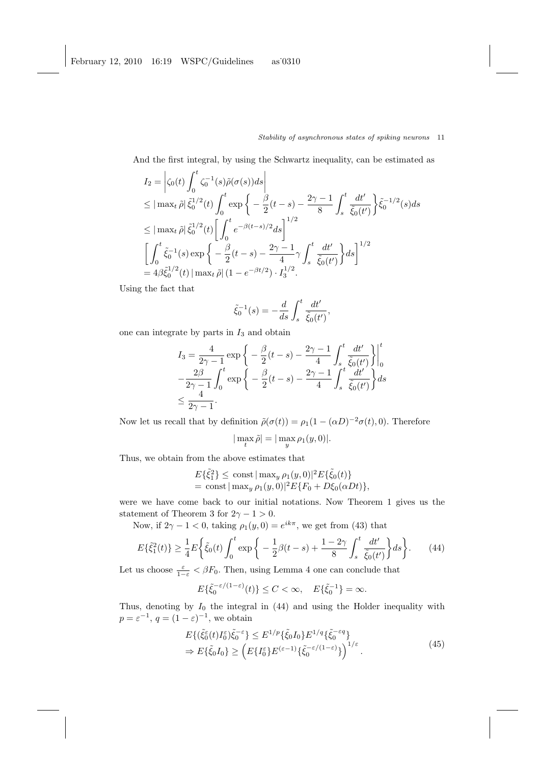And the first integral, by using the Schwartz inequality, can be estimated as

$$
\begin{aligned}
I_2 &= \left| \zeta_0(t) \int_0^t \zeta_0^{-1}(s) \tilde{\rho}(\sigma(s)) ds \right| \\
&\leq |\max_t \tilde{\rho}|\, \tilde{\xi}_0^{1/2}(t) \int_0^t \exp\left\{ -\frac{\beta}{2}(t-s) - \frac{2\gamma - 1}{8} \int_s^t \frac{dt'}{\tilde{\xi}_0(t')} \right\} \tilde{\xi}_0^{-1/2}(s) ds \\
&\leq |\max_t \tilde{\rho}|\, \tilde{\xi}_0^{1/2}(t) \left[ \int_0^t e^{-\beta(t-s)/2} ds \right]^{1/2} \\
&\left[ \int_0^t \tilde{\xi}_0^{-1}(s) \exp\left\{ -\frac{\beta}{2}(t-s) - \frac{2\gamma - 1}{4} \gamma \int_s^t \frac{dt'}{\tilde{\xi}_0(t')} \right\} ds \right]^{1/2} \\
&= 4\beta \tilde{\xi}_0^{1/2}(t)\, |\max_t \tilde{\rho}|\, (1 - e^{-\beta t/2}) \cdot I_3^{1/2}.
\end{aligned}
$$

Using the fact that

$$
\tilde{\xi}_0^{-1}(s) = -\frac{d}{ds} \int_s^t \frac{dt'}{\tilde{\xi}_0(t')},
$$

one can integrate by parts in $I_3$ and obtain

$$
\begin{aligned}
I_3 &= \frac{4}{2\gamma - 1} \exp\left\{ -\frac{\beta}{2}(t-s) - \frac{2\gamma - 1}{4} \int_s^t \frac{dt'}{\tilde{\xi}_0(t')} \right\} \Bigg|_0^t \\
&- \frac{2\beta}{2\gamma - 1} \int_0^t \exp\left\{ -\frac{\beta}{2}(t-s) - \frac{2\gamma - 1}{4} \int_s^t \frac{dt'}{\tilde{\xi}_0(t')} \right\} ds \\
&\leq \frac{4}{2\gamma - 1}.
\end{aligned}
$$

Now let us recall that by definition $\tilde{\rho}(\sigma(t)) = \rho_1(1 - (\alpha D)^{-2}\sigma(t), 0)$. Therefore

$$
|\max_t \tilde{\rho}| = |\max_y \rho_1(y, 0)|.
$$

Thus, we obtain from the above estimates that

$$
\begin{aligned}
E\{\tilde{\xi}_1^2\} &\leq \text{const}\, |\max_y \rho_1(y, 0)|^2 E\{\tilde{\xi}_0(t)\} \\
&= \text{const}\, |\max_y \rho_1(y, 0)|^2 E\{F_0 + D\xi_0(\alpha D t)\},
\end{aligned}
$$

were we have come back to our initial notations. Now Theorem 1 gives us the statement of Theorem 3 for $2\gamma - 1 > 0$.

Now, if $2\gamma - 1 < 0$, taking $\rho_1(y, 0) = e^{ik\pi}$, we get from (43) that

$$
E\{\tilde{\xi}_1^2(t)\} \geq \frac{1}{4} E\left\{ \tilde{\xi}_0(t) \int_0^t \exp\left\{ -\frac{1}{2}\beta(t-s) + \frac{1 - 2\gamma}{8} \int_s^t \frac{dt'}{\tilde{\xi}_0(t')} \right\} ds \right\}. \tag{44}
$$

Let us choose $\frac{\varepsilon}{1-\varepsilon} < \beta F_0$. Then, using Lemma 4 one can conclude that

$$
E\{\tilde{\xi}_0^{-\varepsilon/(1-\varepsilon)}(t)\} \leq C < \infty, \quad E\{\tilde{\xi}_0^{-1}\} = \infty.
$$

Thus, denoting by $I_0$ the integral in (44) and using the Holder inequality with $p = \varepsilon^{-1}$, $q = (1 - \varepsilon)^{-1}$, we obtain

$$
\begin{aligned}
&E\{(\tilde{\xi}_0^{\varepsilon}(t) I_0^{\varepsilon}) \tilde{\xi}_0^{-\varepsilon}\} \leq E^{1/p}\{\tilde{\xi}_0 I_0\} E^{1/q}\{\tilde{\xi}_0^{-\varepsilon q}\} \\
&\Rightarrow E\{\tilde{\xi}_0 I_0\} \geq \left( E\{I_0^{\varepsilon}\} E^{(\varepsilon - 1)}\{\tilde{\xi}_0^{-\varepsilon/(1-\varepsilon)}\} \right)^{1/\varepsilon}.
\end{aligned} \tag{45}
$$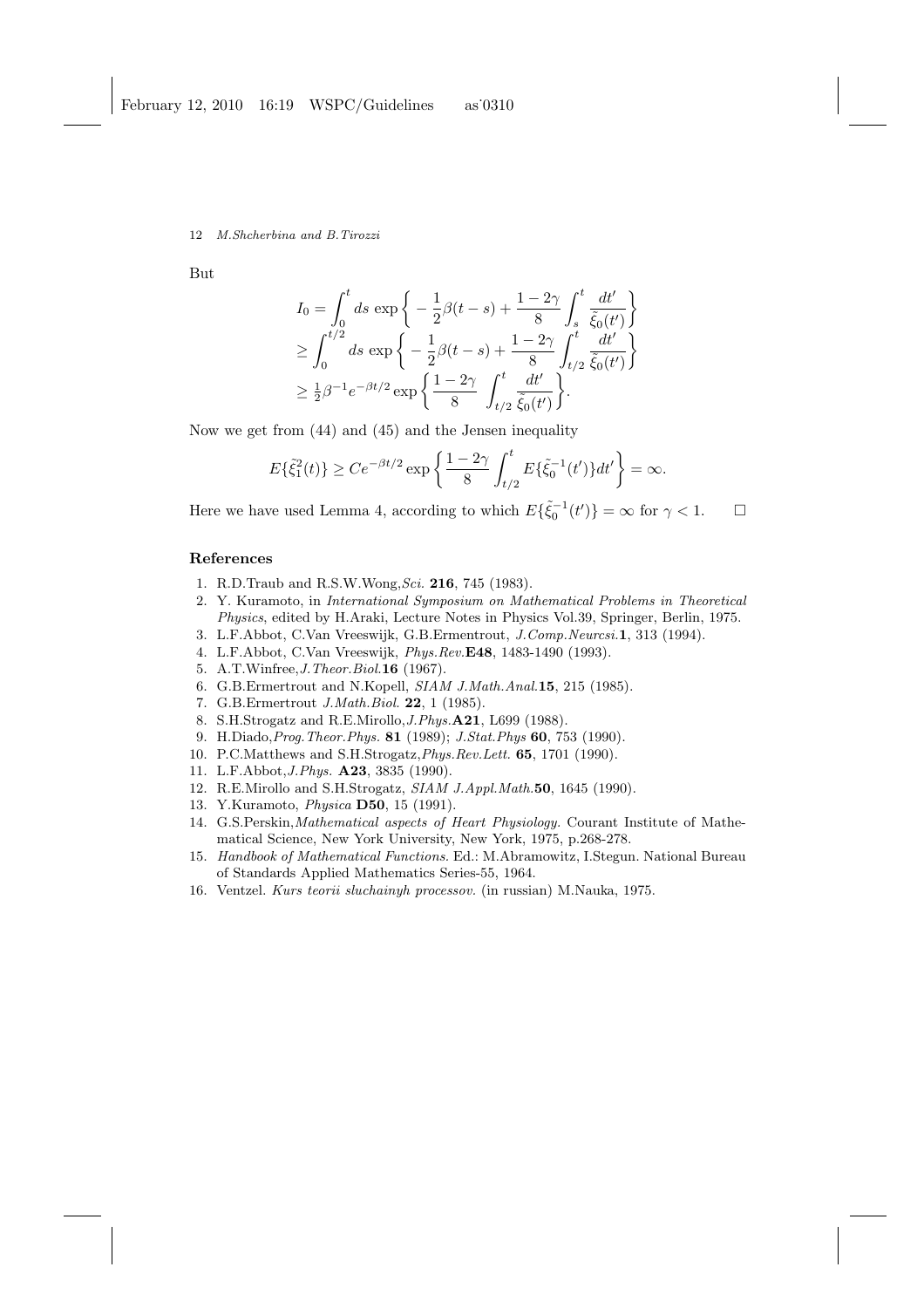But

$$
\begin{aligned}
I_0 &= \int_0^t ds\, \exp\bigg\{ -\frac{1}{2}\beta(t-s) + \frac{1-2\gamma}{8}\int_s^t \frac{dt'}{\tilde{\xi}_0(t')}\bigg\} \\
&\geq \int_0^{t/2} ds\, \exp\bigg\{ -\frac{1}{2}\beta(t-s) + \frac{1-2\gamma}{8}\int_{t/2}^t \frac{dt'}{\tilde{\xi}_0(t')}\bigg\} \\
&\geq \tfrac{1}{2}\beta^{-1}e^{-\beta t/2}\exp\bigg\{ \frac{1-2\gamma}{8} \int_{t/2}^t \frac{dt'}{\tilde{\xi}_0(t')}\bigg\}.
\end{aligned}
$$

Now we get from (44) and (45) and the Jensen inequality

$$
E\{\tilde{\xi}_1^2(t)\} \geq Ce^{-\beta t/2}\exp\bigg\{ \frac{1-2\gamma}{8}\int_{t/2}^t E\{\tilde{\xi}_0^{-1}(t')\}dt'\bigg\} = \infty.
$$

Here we have used Lemma 4, according to which $E\{\tilde{\xi}_0^{-1}(t')\} = \infty$ for $\gamma < 1$. $\square$

## References

1. R.D.Traub and R.S.W.Wong,*Sci.* **216**, 745 (1983).
2. Y. Kuramoto, in *International Symposium on Mathematical Problems in Theoretical Physics*, edited by H.Araki, Lecture Notes in Physics Vol.39, Springer, Berlin, 1975.
3. L.F.Abbot, C.Van Vreeswijk, G.B.Ermentrout, *J.Comp.Neurcsi.***1**, 313 (1994).
4. L.F.Abbot, C.Van Vreeswijk, *Phys.Rev.***E48**, 1483-1490 (1993).
5. A.T.Winfree,*J.Theor.Biol.***16** (1967).
6. G.B.Ermertrout and N.Kopell, *SIAM J.Math.Anal.***15**, 215 (1985).
7. G.B.Ermertrout *J.Math.Biol.* **22**, 1 (1985).
8. S.H.Strogatz and R.E.Mirollo,*J.Phys.***A21**, L699 (1988).
9. H.Diado,*Prog.Theor.Phys.* **81** (1989); *J.Stat.Phys* **60**, 753 (1990).
10. P.C.Matthews and S.H.Strogatz,*Phys.Rev.Lett.* **65**, 1701 (1990).
11. L.F.Abbot,*J.Phys.* **A23**, 3835 (1990).
12. R.E.Mirollo and S.H.Strogatz, *SIAM J.Appl.Math.***50**, 1645 (1990).
13. Y.Kuramoto, *Physica* **D50**, 15 (1991).
14. G.S.Perskin,*Mathematical aspects of Heart Physiology.* Courant Institute of Mathematical Science, New York University, New York, 1975, p.268-278.
15. *Handbook of Mathematical Functions.* Ed.: M.Abramowitz, I.Stegun. National Bureau of Standards Applied Mathematics Series-55, 1964.
16. Ventzel. *Kurs teorii sluchainyh processov.* (in russian) M.Nauka, 1975.